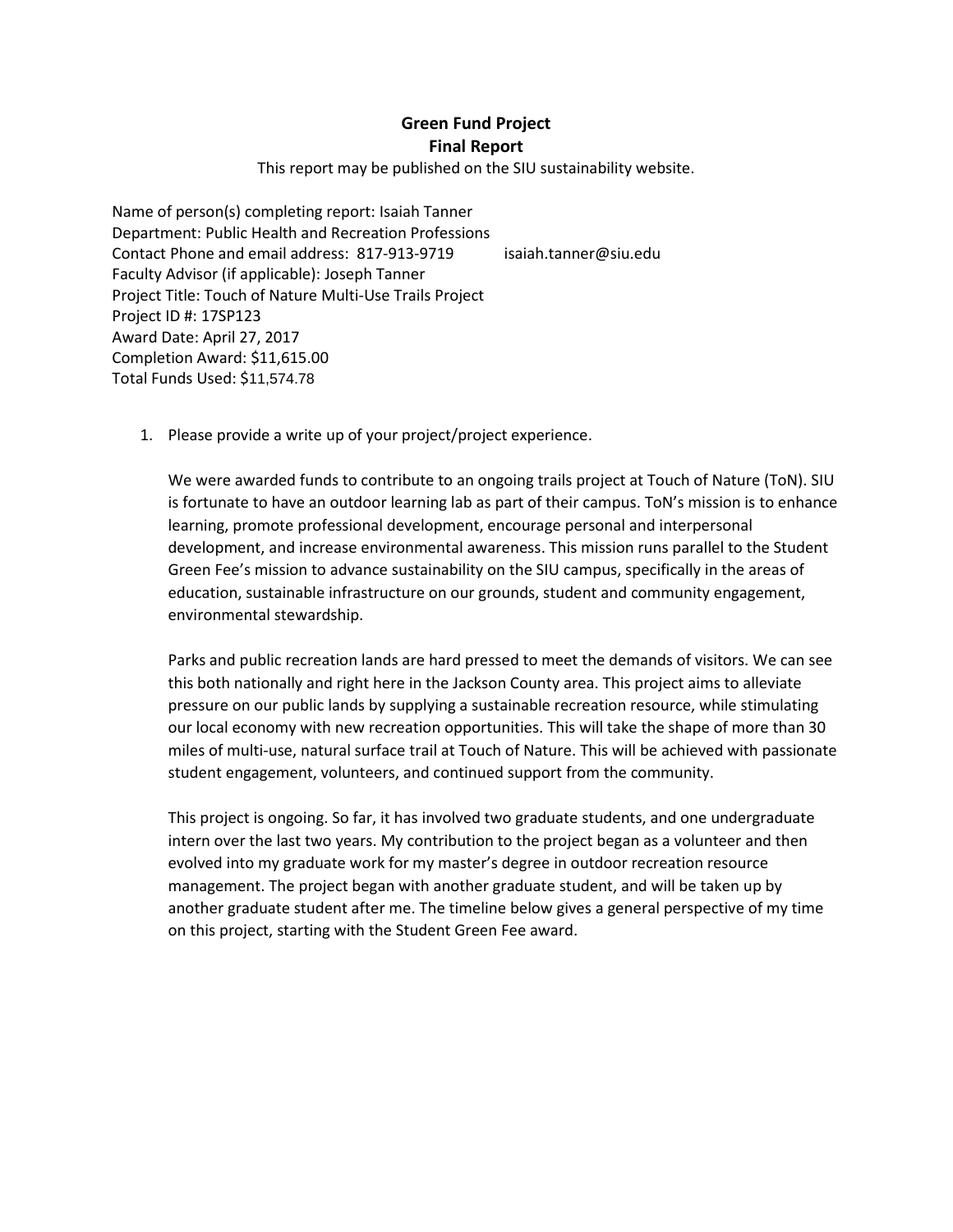**Green Fund Project**

**Final Report**

This report may be published on the SIU sustainability website.

Name of person(s) completing report: Isaiah Tanner
Department: Public Health and Recreation Professions
Contact Phone and email address: 817-913-9719 isaiah.tanner@siu.edu
Faculty Advisor (if applicable): Joseph Tanner
Project Title: Touch of Nature Multi-Use Trails Project
Project ID #: 17SP123
Award Date: April 27, 2017
Completion Award: $11,615.00
Total Funds Used: $11,574.78

1. Please provide a write up of your project/project experience.

   We were awarded funds to contribute to an ongoing trails project at Touch of Nature (ToN). SIU is fortunate to have an outdoor learning lab as part of their campus. ToN's mission is to enhance learning, promote professional development, encourage personal and interpersonal development, and increase environmental awareness. This mission runs parallel to the Student Green Fee's mission to advance sustainability on the SIU campus, specifically in the areas of education, sustainable infrastructure on our grounds, student and community engagement, environmental stewardship.

   Parks and public recreation lands are hard pressed to meet the demands of visitors. We can see this both nationally and right here in the Jackson County area. This project aims to alleviate pressure on our public lands by supplying a sustainable recreation resource, while stimulating our local economy with new recreation opportunities. This will take the shape of more than 30 miles of multi-use, natural surface trail at Touch of Nature. This will be achieved with passionate student engagement, volunteers, and continued support from the community.

   This project is ongoing. So far, it has involved two graduate students, and one undergraduate intern over the last two years. My contribution to the project began as a volunteer and then evolved into my graduate work for my master's degree in outdoor recreation resource management. The project began with another graduate student, and will be taken up by another graduate student after me. The timeline below gives a general perspective of my time on this project, starting with the Student Green Fee award.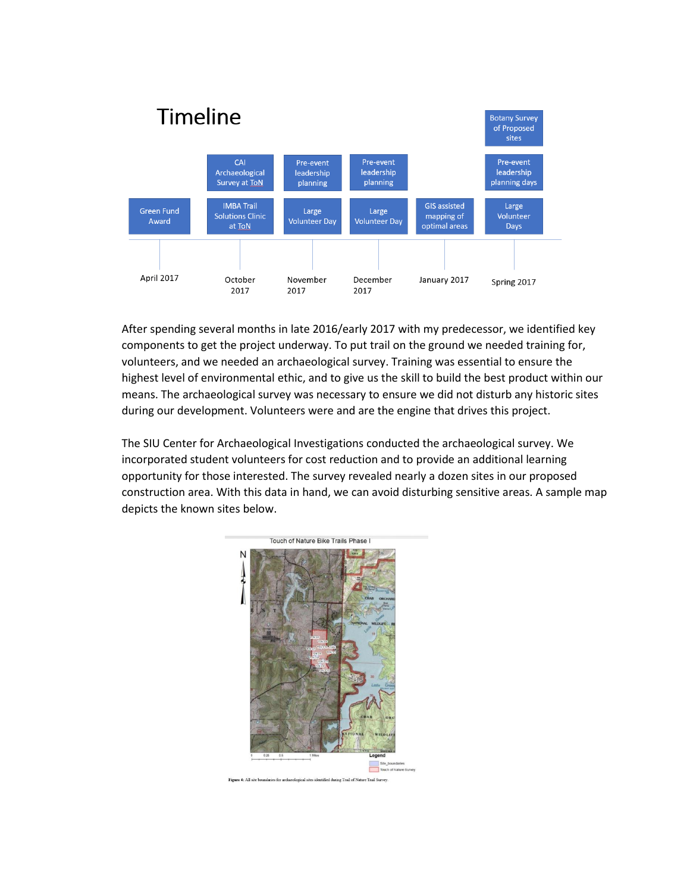# Timeline

| April 2017 | October 2017 | November 2017 | December 2017 | January 2017 | Spring 2017 |
|---|---|---|---|---|---|
| Green Fund Award | IMBA Trail Solutions Clinic at ToN | Large Volunteer Day | Large Volunteer Day | GIS assisted mapping of optimal areas | Large Volunteer Days |
| | CAI Archaeological Survey at ToN | Pre-event leadership planning | Pre-event leadership planning | | Pre-event leadership planning days |
| | | | | | Botany Survey of Proposed sites |

After spending several months in late 2016/early 2017 with my predecessor, we identified key components to get the project underway. To put trail on the ground we needed training for, volunteers, and we needed an archaeological survey. Training was essential to ensure the highest level of environmental ethic, and to give us the skill to build the best product within our means. The archaeological survey was necessary to ensure we did not disturb any historic sites during our development. Volunteers were and are the engine that drives this project.

The SIU Center for Archaeological Investigations conducted the archaeological survey. We incorporated student volunteers for cost reduction and to provide an additional learning opportunity for those interested. The survey revealed nearly a dozen sites in our proposed construction area. With this data in hand, we can avoid disturbing sensitive areas. A sample map depicts the known sites below.

Touch of Nature Bike Trails Phase I

Figure 4: All site boundaries for archaeological sites identified during Trail of Nature Trail Survey.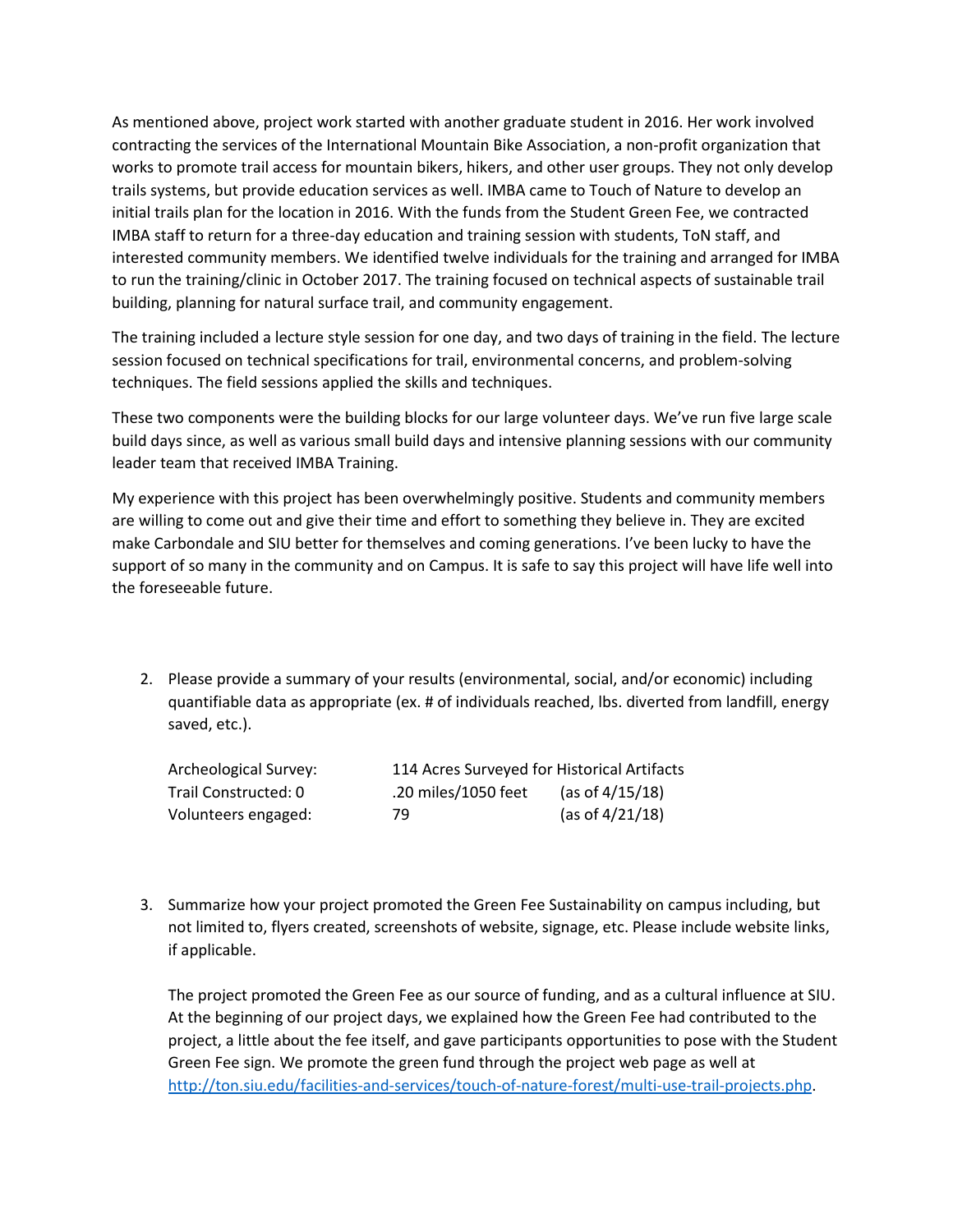As mentioned above, project work started with another graduate student in 2016. Her work involved contracting the services of the International Mountain Bike Association, a non-profit organization that works to promote trail access for mountain bikers, hikers, and other user groups. They not only develop trails systems, but provide education services as well. IMBA came to Touch of Nature to develop an initial trails plan for the location in 2016. With the funds from the Student Green Fee, we contracted IMBA staff to return for a three-day education and training session with students, ToN staff, and interested community members. We identified twelve individuals for the training and arranged for IMBA to run the training/clinic in October 2017. The training focused on technical aspects of sustainable trail building, planning for natural surface trail, and community engagement.

The training included a lecture style session for one day, and two days of training in the field. The lecture session focused on technical specifications for trail, environmental concerns, and problem-solving techniques. The field sessions applied the skills and techniques.

These two components were the building blocks for our large volunteer days. We've run five large scale build days since, as well as various small build days and intensive planning sessions with our community leader team that received IMBA Training.

My experience with this project has been overwhelmingly positive. Students and community members are willing to come out and give their time and effort to something they believe in. They are excited make Carbondale and SIU better for themselves and coming generations. I've been lucky to have the support of so many in the community and on Campus. It is safe to say this project will have life well into the foreseeable future.

2. Please provide a summary of your results (environmental, social, and/or economic) including quantifiable data as appropriate (ex. # of individuals reached, lbs. diverted from landfill, energy saved, etc.).

| | | |
|---|---|---|
| Archeological Survey: | 114 Acres Surveyed for Historical Artifacts | |
| Trail Constructed: 0 | .20 miles/1050 feet | (as of 4/15/18) |
| Volunteers engaged: | 79 | (as of 4/21/18) |

3. Summarize how your project promoted the Green Fee Sustainability on campus including, but not limited to, flyers created, screenshots of website, signage, etc. Please include website links, if applicable.

   The project promoted the Green Fee as our source of funding, and as a cultural influence at SIU. At the beginning of our project days, we explained how the Green Fee had contributed to the project, a little about the fee itself, and gave participants opportunities to pose with the Student Green Fee sign. We promote the green fund through the project web page as well at http://ton.siu.edu/facilities-and-services/touch-of-nature-forest/multi-use-trail-projects.php.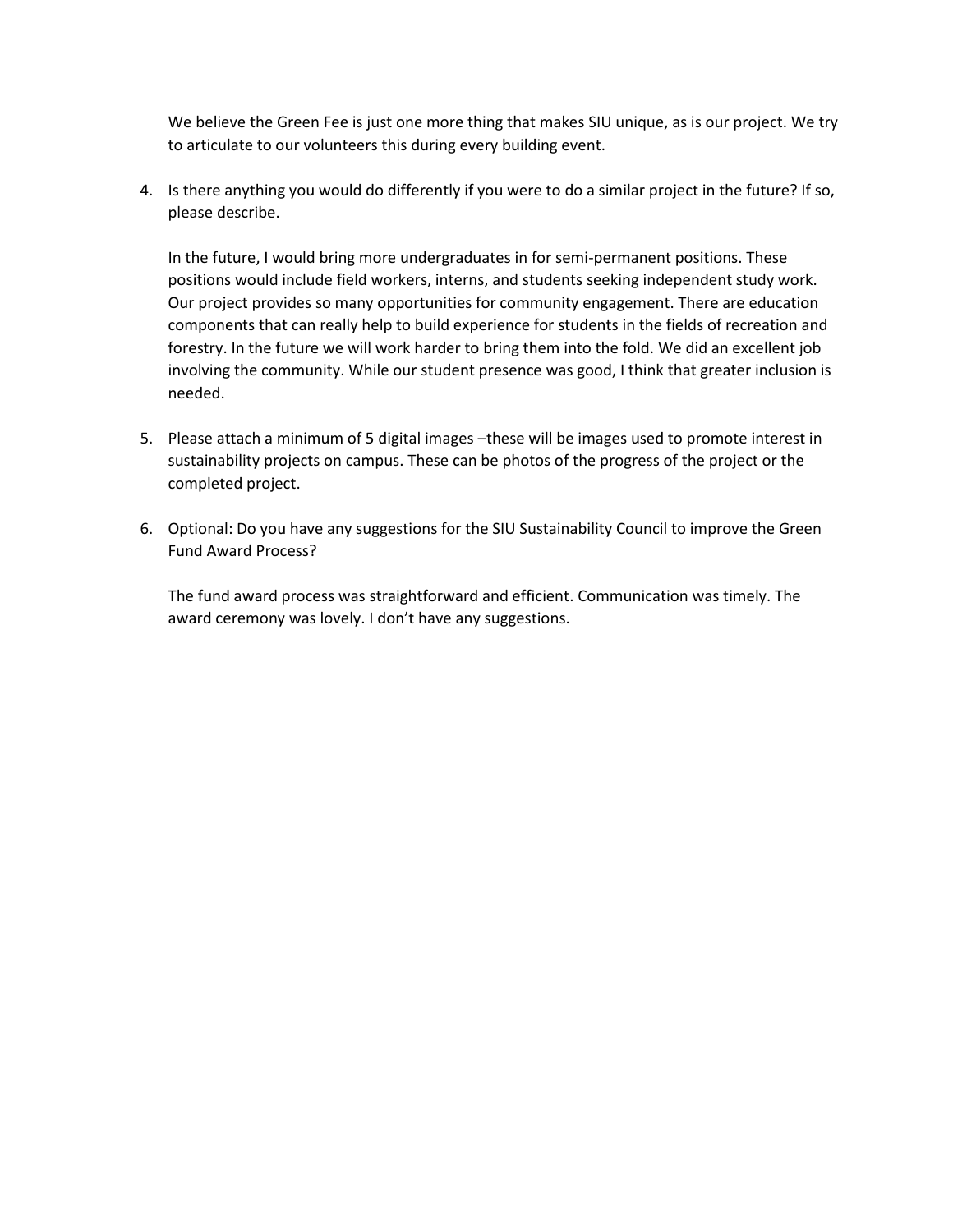We believe the Green Fee is just one more thing that makes SIU unique, as is our project. We try to articulate to our volunteers this during every building event.

4. Is there anything you would do differently if you were to do a similar project in the future? If so, please describe.

   In the future, I would bring more undergraduates in for semi-permanent positions. These positions would include field workers, interns, and students seeking independent study work. Our project provides so many opportunities for community engagement. There are education components that can really help to build experience for students in the fields of recreation and forestry. In the future we will work harder to bring them into the fold. We did an excellent job involving the community. While our student presence was good, I think that greater inclusion is needed.

5. Please attach a minimum of 5 digital images –these will be images used to promote interest in sustainability projects on campus. These can be photos of the progress of the project or the completed project.

6. Optional: Do you have any suggestions for the SIU Sustainability Council to improve the Green Fund Award Process?

   The fund award process was straightforward and efficient. Communication was timely. The award ceremony was lovely. I don't have any suggestions.